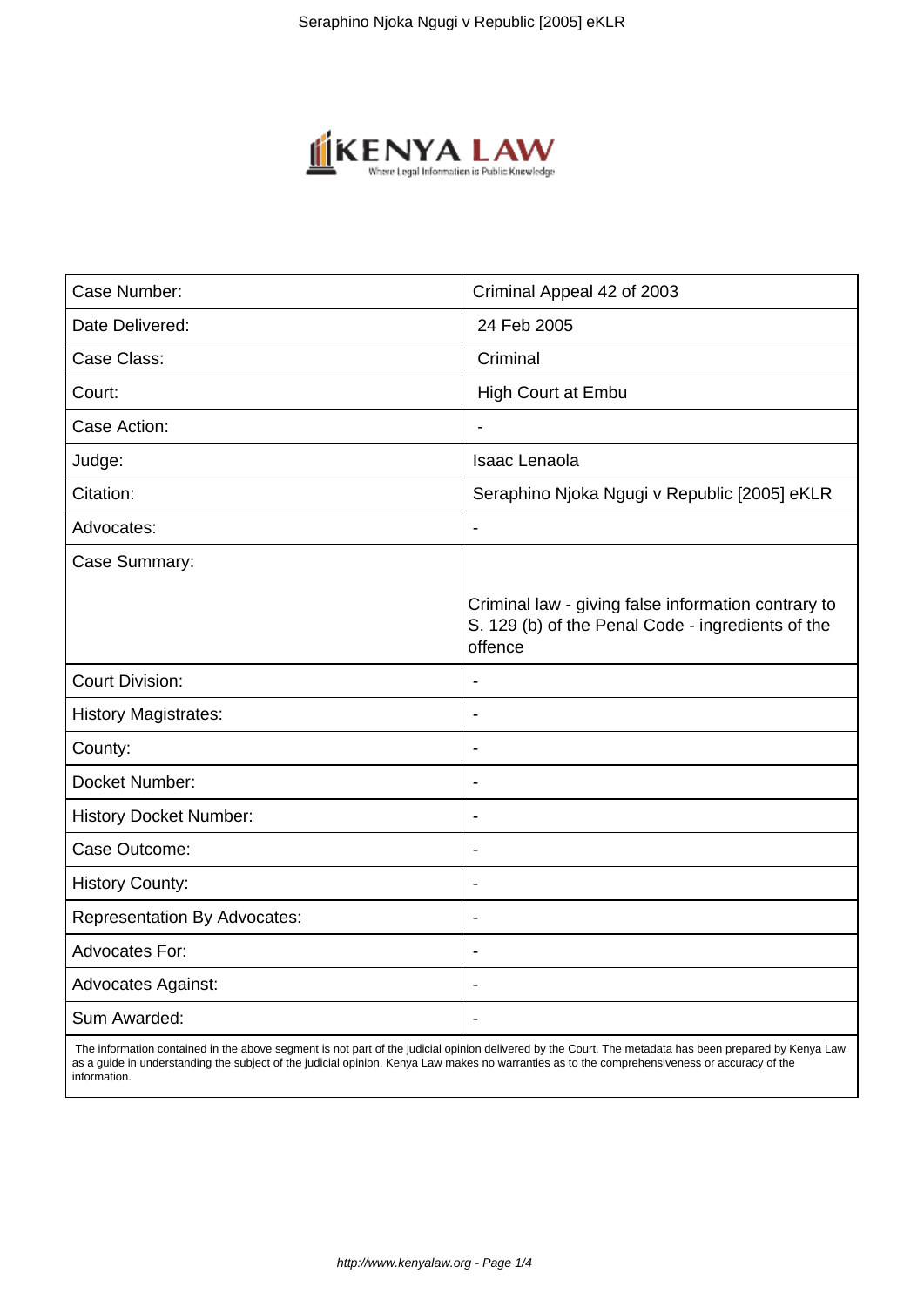| Case Number: | Criminal Appeal 42 of 2003 |
|---|---|
| Date Delivered: | 24 Feb 2005 |
| Case Class: | Criminal |
| Court: | High Court at Embu |
| Case Action: | - |
| Judge: | Isaac Lenaola |
| Citation: | Seraphino Njoka Ngugi v Republic [2005] eKLR |
| Advocates: | - |
| Case Summary: | Criminal law - giving false information contrary to S. 129 (b) of the Penal Code - ingredients of the offence |
| Court Division: | - |
| History Magistrates: | - |
| County: | - |
| Docket Number: | - |
| History Docket Number: | - |
| Case Outcome: | - |
| History County: | - |
| Representation By Advocates: | - |
| Advocates For: | - |
| Advocates Against: | - |
| Sum Awarded: | - |

The information contained in the above segment is not part of the judicial opinion delivered by the Court. The metadata has been prepared by Kenya Law as a guide in understanding the subject of the judicial opinion. Kenya Law makes no warranties as to the comprehensiveness or accuracy of the information.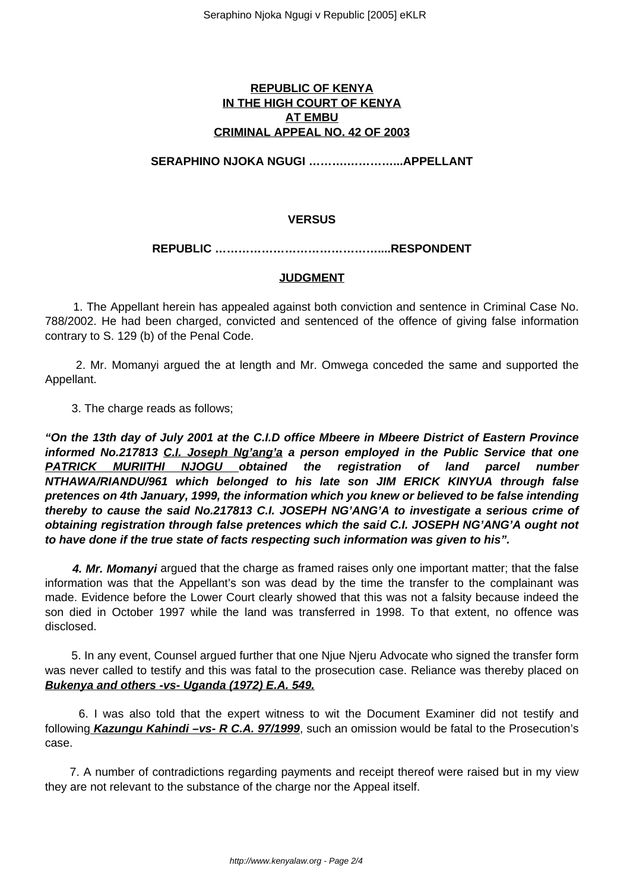**REPUBLIC OF KENYA**
**IN THE HIGH COURT OF KENYA**
**AT EMBU**
**CRIMINAL APPEAL NO. 42 OF 2003**

**SERAPHINO NJOKA NGUGI …….…………...APPELLANT**

**VERSUS**

**REPUBLIC ……………………………………....RESPONDENT**

**JUDGMENT**

1. The Appellant herein has appealed against both conviction and sentence in Criminal Case No. 788/2002. He had been charged, convicted and sentenced of the offence of giving false information contrary to S. 129 (b) of the Penal Code.

2. Mr. Momanyi argued the at length and Mr. Omwega conceded the same and supported the Appellant.

3. The charge reads as follows;

***"On the 13th day of July 2001 at the C.I.D office Mbeere in Mbeere District of Eastern Province informed No.217813 C.I. Joseph Ng'ang'a a person employed in the Public Service that one PATRICK MURIITHI NJOGU obtained the registration of land parcel number NTHAWA/RIANDU/961 which belonged to his late son JIM ERICK KINYUA through false pretences on 4th January, 1999, the information which you knew or believed to be false intending thereby to cause the said No.217813 C.I. JOSEPH NG'ANG'A to investigate a serious crime of obtaining registration through false pretences which the said C.I. JOSEPH NG'ANG'A ought not to have done if the true state of facts respecting such information was given to his".***

***4. Mr. Momanyi*** argued that the charge as framed raises only one important matter; that the false information was that the Appellant's son was dead by the time the transfer to the complainant was made. Evidence before the Lower Court clearly showed that this was not a falsity because indeed the son died in October 1997 while the land was transferred in 1998. To that extent, no offence was disclosed.

5. In any event, Counsel argued further that one Njue Njeru Advocate who signed the transfer form was never called to testify and this was fatal to the prosecution case. Reliance was thereby placed on ***Bukenya and others -vs- Uganda (1972) E.A. 549.***

6. I was also told that the expert witness to wit the Document Examiner did not testify and following ***Kazungu Kahindi –vs- R C.A. 97/1999***, such an omission would be fatal to the Prosecution's case.

7. A number of contradictions regarding payments and receipt thereof were raised but in my view they are not relevant to the substance of the charge nor the Appeal itself.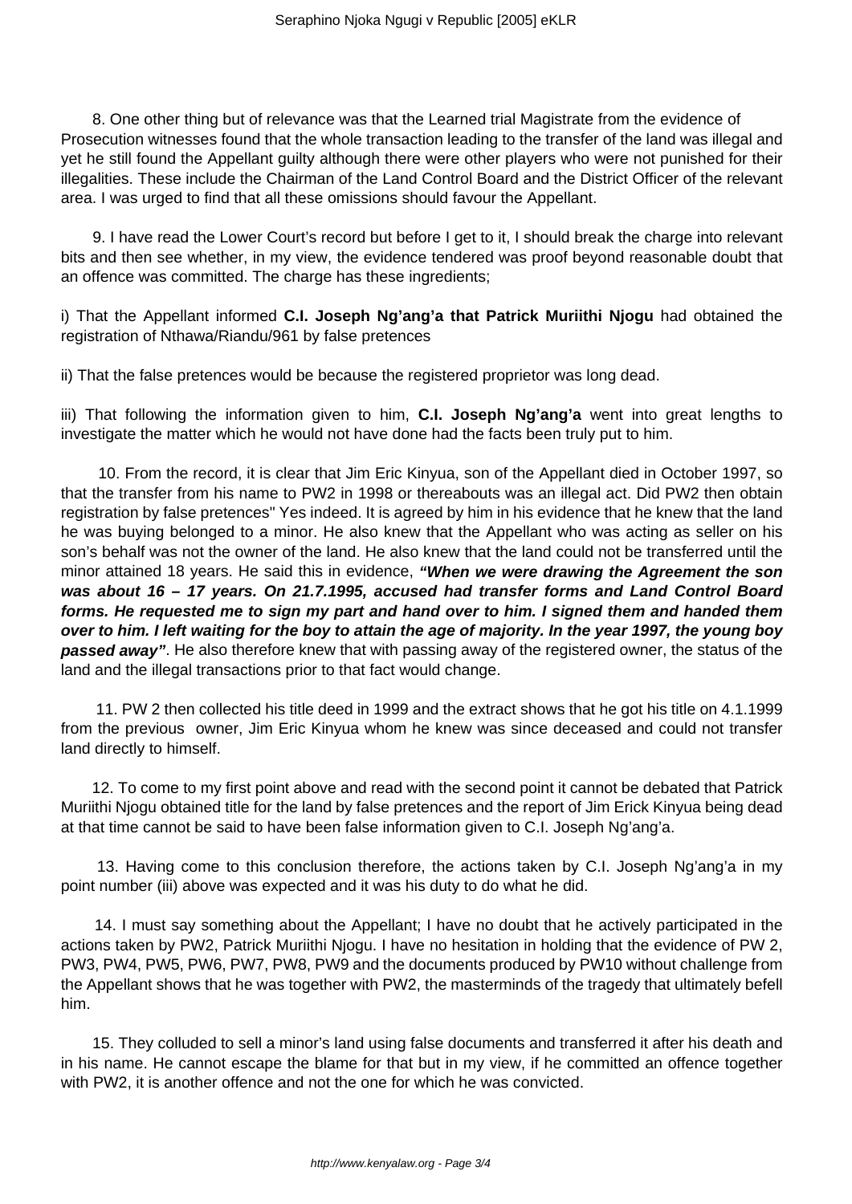8. One other thing but of relevance was that the Learned trial Magistrate from the evidence of Prosecution witnesses found that the whole transaction leading to the transfer of the land was illegal and yet he still found the Appellant guilty although there were other players who were not punished for their illegalities. These include the Chairman of the Land Control Board and the District Officer of the relevant area. I was urged to find that all these omissions should favour the Appellant.

9. I have read the Lower Court's record but before I get to it, I should break the charge into relevant bits and then see whether, in my view, the evidence tendered was proof beyond reasonable doubt that an offence was committed. The charge has these ingredients;

i) That the Appellant informed **C.I. Joseph Ng'ang'a that Patrick Muriithi Njogu** had obtained the registration of Nthawa/Riandu/961 by false pretences

ii) That the false pretences would be because the registered proprietor was long dead.

iii) That following the information given to him, **C.I. Joseph Ng'ang'a** went into great lengths to investigate the matter which he would not have done had the facts been truly put to him.

10. From the record, it is clear that Jim Eric Kinyua, son of the Appellant died in October 1997, so that the transfer from his name to PW2 in 1998 or thereabouts was an illegal act. Did PW2 then obtain registration by false pretences" Yes indeed. It is agreed by him in his evidence that he knew that the land he was buying belonged to a minor. He also knew that the Appellant who was acting as seller on his son's behalf was not the owner of the land. He also knew that the land could not be transferred until the minor attained 18 years. He said this in evidence, ***"When we were drawing the Agreement the son was about 16 – 17 years. On 21.7.1995, accused had transfer forms and Land Control Board forms. He requested me to sign my part and hand over to him. I signed them and handed them over to him. I left waiting for the boy to attain the age of majority. In the year 1997, the young boy passed away"***. He also therefore knew that with passing away of the registered owner, the status of the land and the illegal transactions prior to that fact would change.

11. PW 2 then collected his title deed in 1999 and the extract shows that he got his title on 4.1.1999 from the previous owner, Jim Eric Kinyua whom he knew was since deceased and could not transfer land directly to himself.

12. To come to my first point above and read with the second point it cannot be debated that Patrick Muriithi Njogu obtained title for the land by false pretences and the report of Jim Erick Kinyua being dead at that time cannot be said to have been false information given to C.I. Joseph Ng'ang'a.

13. Having come to this conclusion therefore, the actions taken by C.I. Joseph Ng'ang'a in my point number (iii) above was expected and it was his duty to do what he did.

14. I must say something about the Appellant; I have no doubt that he actively participated in the actions taken by PW2, Patrick Muriithi Njogu. I have no hesitation in holding that the evidence of PW 2, PW3, PW4, PW5, PW6, PW7, PW8, PW9 and the documents produced by PW10 without challenge from the Appellant shows that he was together with PW2, the masterminds of the tragedy that ultimately befell him.

15. They colluded to sell a minor's land using false documents and transferred it after his death and in his name. He cannot escape the blame for that but in my view, if he committed an offence together with PW2, it is another offence and not the one for which he was convicted.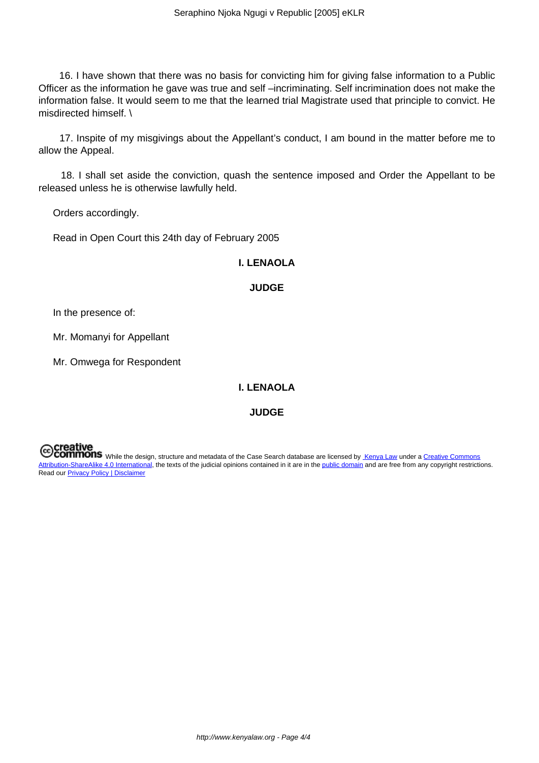16. I have shown that there was no basis for convicting him for giving false information to a Public Officer as the information he gave was true and self –incriminating. Self incrimination does not make the information false. It would seem to me that the learned trial Magistrate used that principle to convict. He misdirected himself. \

17. Inspite of my misgivings about the Appellant's conduct, I am bound in the matter before me to allow the Appeal.

18. I shall set aside the conviction, quash the sentence imposed and Order the Appellant to be released unless he is otherwise lawfully held.

Orders accordingly.

Read in Open Court this 24th day of February 2005

**I. LENAOLA**

**JUDGE**

In the presence of:

Mr. Momanyi for Appellant

Mr. Omwega for Respondent

**I. LENAOLA**

**JUDGE**

creative commons While the design, structure and metadata of the Case Search database are licensed by Kenya Law under a Creative Commons Attribution-ShareAlike 4.0 International, the texts of the judicial opinions contained in it are in the public domain and are free from any copyright restrictions. Read our Privacy Policy | Disclaimer